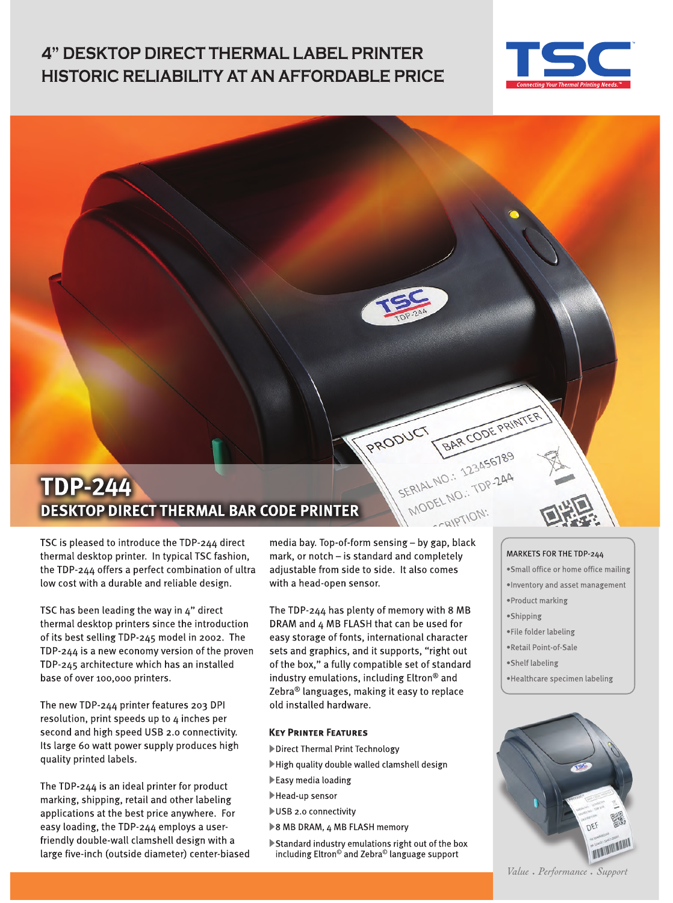# 4" DESKTOP DIRECT THERMAL LABEL PRINTER
# HISTORIC RELIABILITY AT AN AFFORDABLE PRICE

TSC — Connecting Your Thermal Printing Needs.™

## TDP-244
## DESKTOP DIRECT THERMAL BAR CODE PRINTER

TSC is pleased to introduce the TDP-244 direct thermal desktop printer. In typical TSC fashion, the TDP-244 offers a perfect combination of ultra low cost with a durable and reliable design.

TSC has been leading the way in 4" direct thermal desktop printers since the introduction of its best selling TDP-245 model in 2002. The TDP-244 is a new economy version of the proven TDP-245 architecture which has an installed base of over 100,000 printers.

The new TDP-244 printer features 203 DPI resolution, print speeds up to 4 inches per second and high speed USB 2.0 connectivity. Its large 60 watt power supply produces high quality printed labels.

The TDP-244 is an ideal printer for product marking, shipping, retail and other labeling applications at the best price anywhere. For easy loading, the TDP-244 employs a user-friendly double-wall clamshell design with a large five-inch (outside diameter) center-biased media bay. Top-of-form sensing – by gap, black mark, or notch – is standard and completely adjustable from side to side. It also comes with a head-open sensor.

The TDP-244 has plenty of memory with 8 MB DRAM and 4 MB FLASH that can be used for easy storage of fonts, international character sets and graphics, and it supports, "right out of the box," a fully compatible set of standard industry emulations, including Eltron® and Zebra® languages, making it easy to replace old installed hardware.

### Key Printer Features

- Direct Thermal Print Technology
- High quality double walled clamshell design
- Easy media loading
- Head-up sensor
- USB 2.0 connectivity
- 8 MB DRAM, 4 MB FLASH memory
- Standard industry emulations right out of the box including Eltron® and Zebra® language support

### MARKETS FOR THE TDP-244

- Small office or home office mailing
- Inventory and asset management
- Product marking
- Shipping
- File folder labeling
- Retail Point-of-Sale
- Shelf labeling
- Healthcare specimen labeling

*Value . Performance . Support*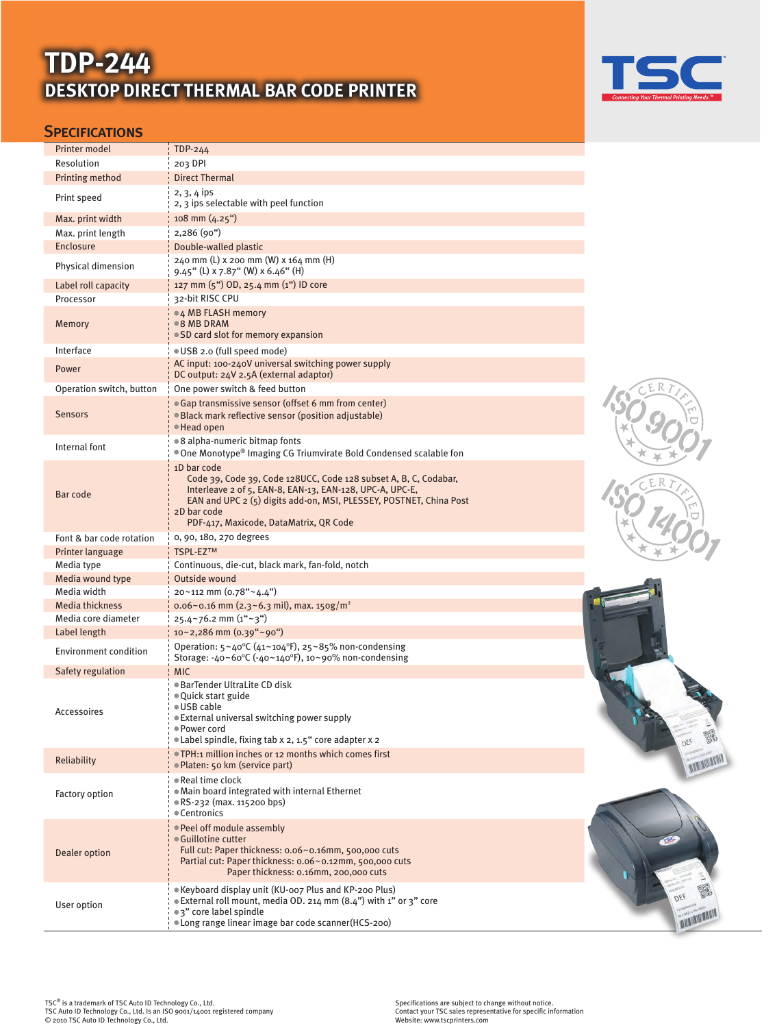# TDP-244

## DESKTOP DIRECT THERMAL BAR CODE PRINTER

## SPECIFICATIONS

| | |
|---|---|
| Printer model | TDP-244 |
| Resolution | 203 DPI |
| Printing method | Direct Thermal |
| Print speed | 2, 3, 4 ips<br>2, 3 ips selectable with peel function |
| Max. print width | 108 mm (4.25“) |
| Max. print length | 2,286 (90“) |
| Enclosure | Double-walled plastic |
| Physical dimension | 240 mm (L) x 200 mm (W) x 164 mm (H)<br>9.45“ (L) x 7.87“ (W) x 6.46“ (H) |
| Label roll capacity | 127 mm (5“) OD, 25.4 mm (1“) ID core |
| Processor | 32-bit RISC CPU |
| Memory | ● 4 MB FLASH memory<br>● 8 MB DRAM<br>● SD card slot for memory expansion |
| Interface | ● USB 2.0 (full speed mode) |
| Power | AC input: 100-240V universal switching power supply<br>DC output: 24V 2.5A (external adaptor) |
| Operation switch, button | One power switch & feed button |
| Sensors | ● Gap transmissive sensor (offset 6 mm from center)<br>● Black mark reflective sensor (position adjustable)<br>● Head open |
| Internal font | ● 8 alpha-numeric bitmap fonts<br>● One Monotype® Imaging CG Triumvirate Bold Condensed scalable fon |
| Bar code | 1D bar code<br>Code 39, Code 39, Code 128UCC, Code 128 subset A, B, C, Codabar, Interleave 2 of 5, EAN-8, EAN-13, EAN-128, UPC-A, UPC-E, EAN and UPC 2 (5) digits add-on, MSI, PLESSEY, POSTNET, China Post<br>2D bar code<br>PDF-417, Maxicode, DataMatrix, QR Code |
| Font & bar code rotation | 0, 90, 180, 270 degrees |
| Printer language | TSPL-EZ™ |
| Media type | Continuous, die-cut, black mark, fan-fold, notch |
| Media wound type | Outside wound |
| Media width | 20~112 mm (0.78“~4.4“) |
| Media thickness | 0.06~0.16 mm (2.3~6.3 mil), max. 150g/m² |
| Media core diameter | 25.4~76.2 mm (1“~3“) |
| Label length | 10~2,286 mm (0.39“~90“) |
| Environment condition | Operation: 5~40°C (41~104°F), 25~85% non-condensing<br>Storage: -40~60°C (-40~140°F), 10~90% non-condensing |
| Safety regulation | MIC |
| Accessoires | ● BarTender UltraLite CD disk<br>● Quick start guide<br>● USB cable<br>● External universal switching power supply<br>● Power cord<br>● Label spindle, fixing tab x 2, 1.5“ core adapter x 2 |
| Reliability | ● TPH:1 million inches or 12 months which comes first<br>● Platen: 50 km (service part) |
| Factory option | ● Real time clock<br>● Main board integrated with internal Ethernet<br>● RS-232 (max. 115200 bps)<br>● Centronics |
| Dealer option | ● Peel off module assembly<br>● Guillotine cutter<br>Full cut: Paper thickness: 0.06~0.16mm, 500,000 cuts<br>Partial cut: Paper thickness: 0.06~0.12mm, 500,000 cuts<br>Paper thickness: 0.16mm, 200,000 cuts |
| User option | ● Keyboard display unit (KU-007 Plus and KP-200 Plus)<br>● External roll mount, media OD. 214 mm (8.4“) with 1“ or 3“ core<br>● 3“ core label spindle<br>● Long range linear image bar code scanner(HCS-200) |

TSC® is a trademark of TSC Auto ID Technology Co., Ltd.
TSC Auto ID Technology Co., Ltd. Is an ISO 9001/14001 registered company
© 2010 TSC Auto ID Technology Co., Ltd.

Specifications are subject to change without notice.
Contact your TSC sales representative for specific information
Website: www.tscprinters.com